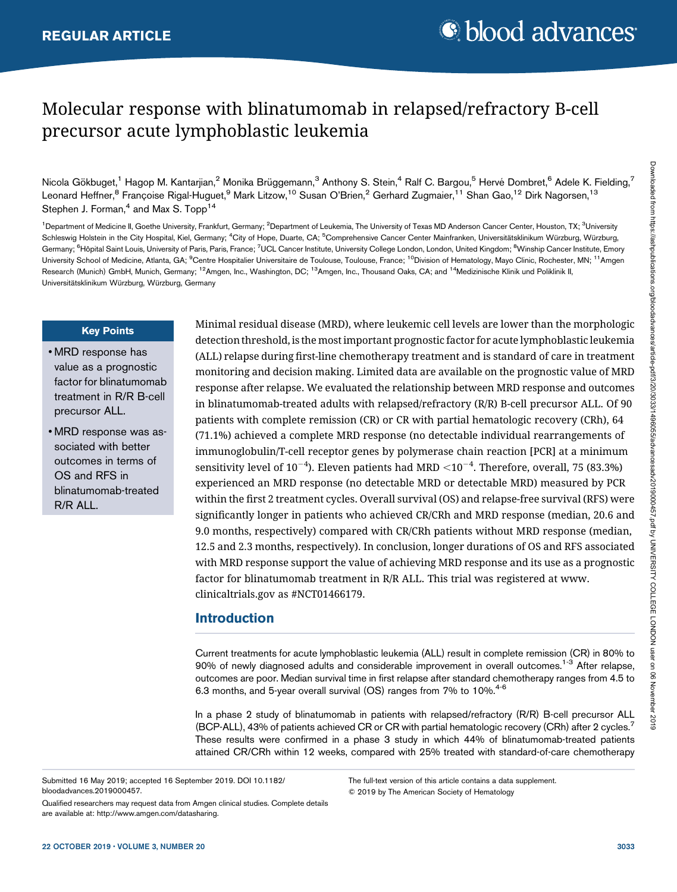REGULAR ARTICLE

# Molecular response with blinatumomab in relapsed/refractory B-cell precursor acute lymphoblastic leukemia

Nicola Gökbuget,[1] Hagop M. Kantarjian,[2] Monika Brüggemann,[3] Anthony S. Stein,[4] Ralf C. Bargou,[5] Hervé Dombret,[6] Adele K. Fielding,[7] Leonard Heffner,[8] Françoise Rigal-Huguet,[9] Mark Litzow,[10] Susan O'Brien,[2] Gerhard Zugmaier,[11] Shan Gao,[12] Dirk Nagorsen,[13] Stephen J. Forman,[4] and Max S. Topp[14]

[1]Department of Medicine II, Goethe University, Frankfurt, Germany; [2]Department of Leukemia, The University of Texas MD Anderson Cancer Center, Houston, TX; [3]University Schleswig Holstein in the City Hospital, Kiel, Germany; [4]City of Hope, Duarte, CA; [5]Comprehensive Cancer Center Mainfranken, Universitätsklinikum Würzburg, Würzburg, Germany; [6]Hôpital Saint Louis, University of Paris, Paris, France; [7]UCL Cancer Institute, University College London, London, United Kingdom; [8]Winship Cancer Institute, Emory University School of Medicine, Atlanta, GA; [9]Centre Hospitalier Universitaire de Toulouse, Toulouse, France; [10]Division of Hematology, Mayo Clinic, Rochester, MN; [11]Amgen Research (Munich) GmbH, Munich, Germany; [12]Amgen, Inc., Washington, DC; [13]Amgen, Inc., Thousand Oaks, CA; and [14]Medizinische Klinik und Poliklinik II, Universitätsklinikum Würzburg, Würzburg, Germany

### Key Points

- MRD response has value as a prognostic factor for blinatumomab treatment in R/R B-cell precursor ALL.
- MRD response was associated with better outcomes in terms of OS and RFS in blinatumomab-treated R/R ALL.

Minimal residual disease (MRD), where leukemic cell levels are lower than the morphologic detection threshold, is the most important prognostic factor for acute lymphoblastic leukemia (ALL) relapse during first-line chemotherapy treatment and is standard of care in treatment monitoring and decision making. Limited data are available on the prognostic value of MRD response after relapse. We evaluated the relationship between MRD response and outcomes in blinatumomab-treated adults with relapsed/refractory (R/R) B-cell precursor ALL. Of 90 patients with complete remission (CR) or CR with partial hematologic recovery (CRh), 64 (71.1%) achieved a complete MRD response (no detectable individual rearrangements of immunoglobulin/T-cell receptor genes by polymerase chain reaction [PCR] at a minimum sensitivity level of $10^{-4}$). Eleven patients had MRD $<10^{-4}$. Therefore, overall, 75 (83.3%) experienced an MRD response (no detectable MRD or detectable MRD) measured by PCR within the first 2 treatment cycles. Overall survival (OS) and relapse-free survival (RFS) were significantly longer in patients who achieved CR/CRh and MRD response (median, 20.6 and 9.0 months, respectively) compared with CR/CRh patients without MRD response (median, 12.5 and 2.3 months, respectively). In conclusion, longer durations of OS and RFS associated with MRD response support the value of achieving MRD response and its use as a prognostic factor for blinatumomab treatment in R/R ALL. This trial was registered at www.clinicaltrials.gov as #NCT01466179.

## Introduction

Current treatments for acute lymphoblastic leukemia (ALL) result in complete remission (CR) in 80% to 90% of newly diagnosed adults and considerable improvement in overall outcomes.[1-3] After relapse, outcomes are poor. Median survival time in first relapse after standard chemotherapy ranges from 4.5 to 6.3 months, and 5-year overall survival (OS) ranges from 7% to 10%.[4-6]

In a phase 2 study of blinatumomab in patients with relapsed/refractory (R/R) B-cell precursor ALL (BCP-ALL), 43% of patients achieved CR or CR with partial hematologic recovery (CRh) after 2 cycles.[7] These results were confirmed in a phase 3 study in which 44% of blinatumomab-treated patients attained CR/CRh within 12 weeks, compared with 25% treated with standard-of-care chemotherapy

Submitted 16 May 2019; accepted 16 September 2019. DOI 10.1182/bloodadvances.2019000457.

Qualified researchers may request data from Amgen clinical studies. Complete details are available at: http://www.amgen.com/datasharing.

The full-text version of this article contains a data supplement.

© 2019 by The American Society of Hematology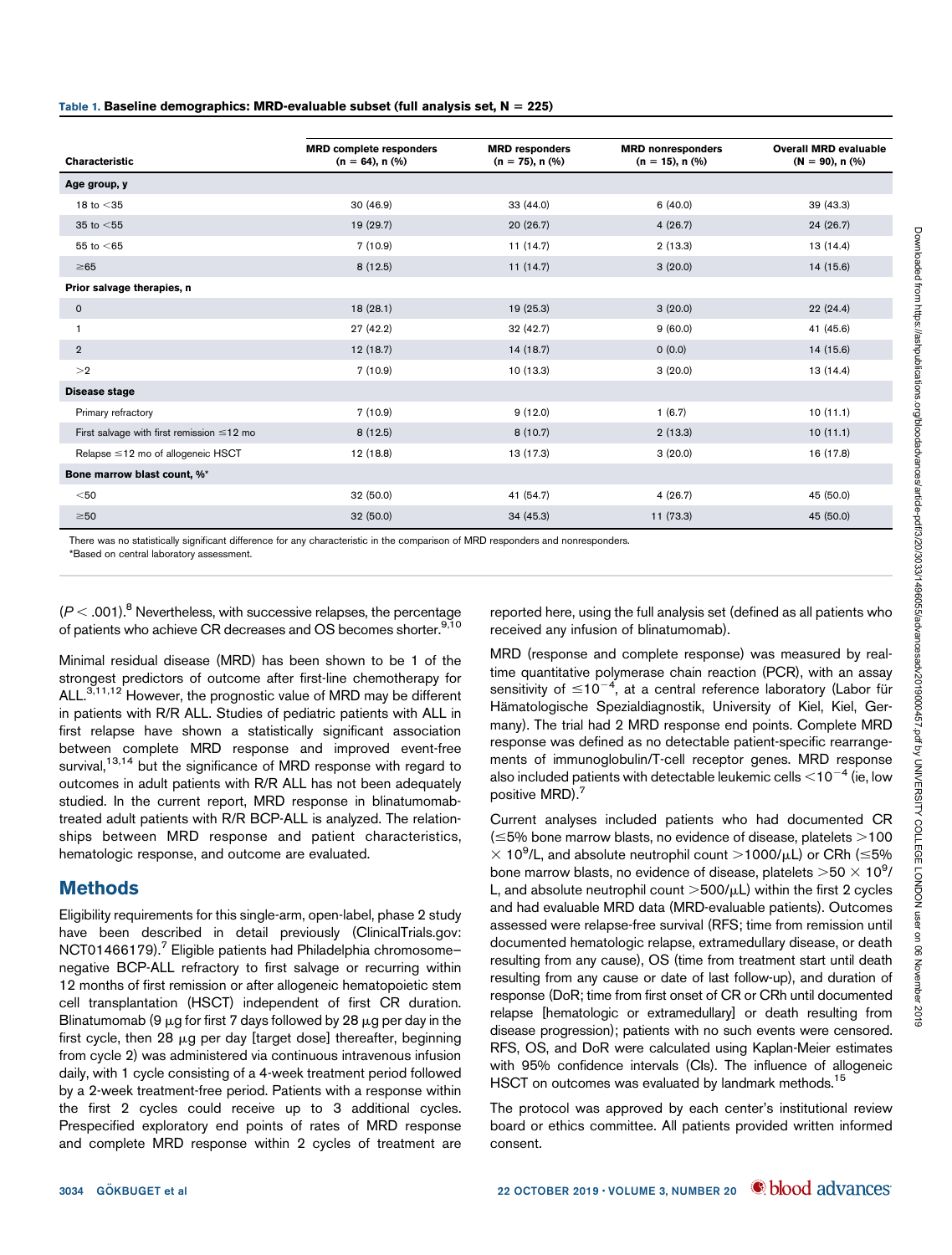**Table 1. Baseline demographics: MRD-evaluable subset (full analysis set, N = 225)**

| Characteristic | MRD complete responders (n = 64), n (%) | MRD responders (n = 75), n (%) | MRD nonresponders (n = 15), n (%) | Overall MRD evaluable (N = 90), n (%) |
|---|---|---|---|---|
| **Age group, y** | | | | |
| 18 to <35 | 30 (46.9) | 33 (44.0) | 6 (40.0) | 39 (43.3) |
| 35 to <55 | 19 (29.7) | 20 (26.7) | 4 (26.7) | 24 (26.7) |
| 55 to <65 | 7 (10.9) | 11 (14.7) | 2 (13.3) | 13 (14.4) |
| ≥65 | 8 (12.5) | 11 (14.7) | 3 (20.0) | 14 (15.6) |
| **Prior salvage therapies, n** | | | | |
| 0 | 18 (28.1) | 19 (25.3) | 3 (20.0) | 22 (24.4) |
| 1 | 27 (42.2) | 32 (42.7) | 9 (60.0) | 41 (45.6) |
| 2 | 12 (18.7) | 14 (18.7) | 0 (0.0) | 14 (15.6) |
| >2 | 7 (10.9) | 10 (13.3) | 3 (20.0) | 13 (14.4) |
| **Disease stage** | | | | |
| Primary refractory | 7 (10.9) | 9 (12.0) | 1 (6.7) | 10 (11.1) |
| First salvage with first remission ≤12 mo | 8 (12.5) | 8 (10.7) | 2 (13.3) | 10 (11.1) |
| Relapse ≤12 mo of allogeneic HSCT | 12 (18.8) | 13 (17.3) | 3 (20.0) | 16 (17.8) |
| **Bone marrow blast count, %*** | | | | |
| <50 | 32 (50.0) | 41 (54.7) | 4 (26.7) | 45 (50.0) |
| ≥50 | 32 (50.0) | 34 (45.3) | 11 (73.3) | 45 (50.0) |

There was no statistically significant difference for any characteristic in the comparison of MRD responders and nonresponders.
*Based on central laboratory assessment.

($P < .001$).[8] Nevertheless, with successive relapses, the percentage of patients who achieve CR decreases and OS becomes shorter.[9,10]

Minimal residual disease (MRD) has been shown to be 1 of the strongest predictors of outcome after first-line chemotherapy for ALL.[3,11,12] However, the prognostic value of MRD may be different in patients with R/R ALL. Studies of pediatric patients with ALL in first relapse have shown a statistically significant association between complete MRD response and improved event-free survival,[13,14] but the significance of MRD response with regard to outcomes in adult patients with R/R ALL has not been adequately studied. In the current report, MRD response in blinatumomab-treated adult patients with R/R BCP-ALL is analyzed. The relationships between MRD response and patient characteristics, hematologic response, and outcome are evaluated.

## Methods

Eligibility requirements for this single-arm, open-label, phase 2 study have been described in detail previously (ClinicalTrials.gov: NCT01466179).[7] Eligible patients had Philadelphia chromosome–negative BCP-ALL refractory to first salvage or recurring within 12 months of first remission or after allogeneic hematopoietic stem cell transplantation (HSCT) independent of first CR duration. Blinatumomab (9 μg for first 7 days followed by 28 μg per day in the first cycle, then 28 μg per day [target dose] thereafter, beginning from cycle 2) was administered via continuous intravenous infusion daily, with 1 cycle consisting of a 4-week treatment period followed by a 2-week treatment-free period. Patients with a response within the first 2 cycles could receive up to 3 additional cycles. Prespecified exploratory end points of rates of MRD response and complete MRD response within 2 cycles of treatment are reported here, using the full analysis set (defined as all patients who received any infusion of blinatumomab).

MRD (response and complete response) was measured by real-time quantitative polymerase chain reaction (PCR), with an assay sensitivity of $\leq 10^{-4}$, at a central reference laboratory (Labor für Hämatologische Spezialdiagnostik, University of Kiel, Kiel, Germany). The trial had 2 MRD response end points. Complete MRD response was defined as no detectable patient-specific rearrangements of immunoglobulin/T-cell receptor genes. MRD response also included patients with detectable leukemic cells $< 10^{-4}$ (ie, low positive MRD).[7]

Current analyses included patients who had documented CR (≤5% bone marrow blasts, no evidence of disease, platelets $> 100 \times 10^9$/L, and absolute neutrophil count $> 1000$/μL) or CRh (≤5% bone marrow blasts, no evidence of disease, platelets $> 50 \times 10^9$/L, and absolute neutrophil count $> 500$/μL) within the first 2 cycles and had evaluable MRD data (MRD-evaluable patients). Outcomes assessed were relapse-free survival (RFS; time from remission until documented hematologic relapse, extramedullary disease, or death resulting from any cause), OS (time from treatment start until death resulting from any cause or date of last follow-up), and duration of response (DoR; time from first onset of CR or CRh until documented relapse [hematologic or extramedullary] or death resulting from disease progression); patients with no such events were censored. RFS, OS, and DoR were calculated using Kaplan-Meier estimates with 95% confidence intervals (CIs). The influence of allogeneic HSCT on outcomes was evaluated by landmark methods.[15]

The protocol was approved by each center's institutional review board or ethics committee. All patients provided written informed consent.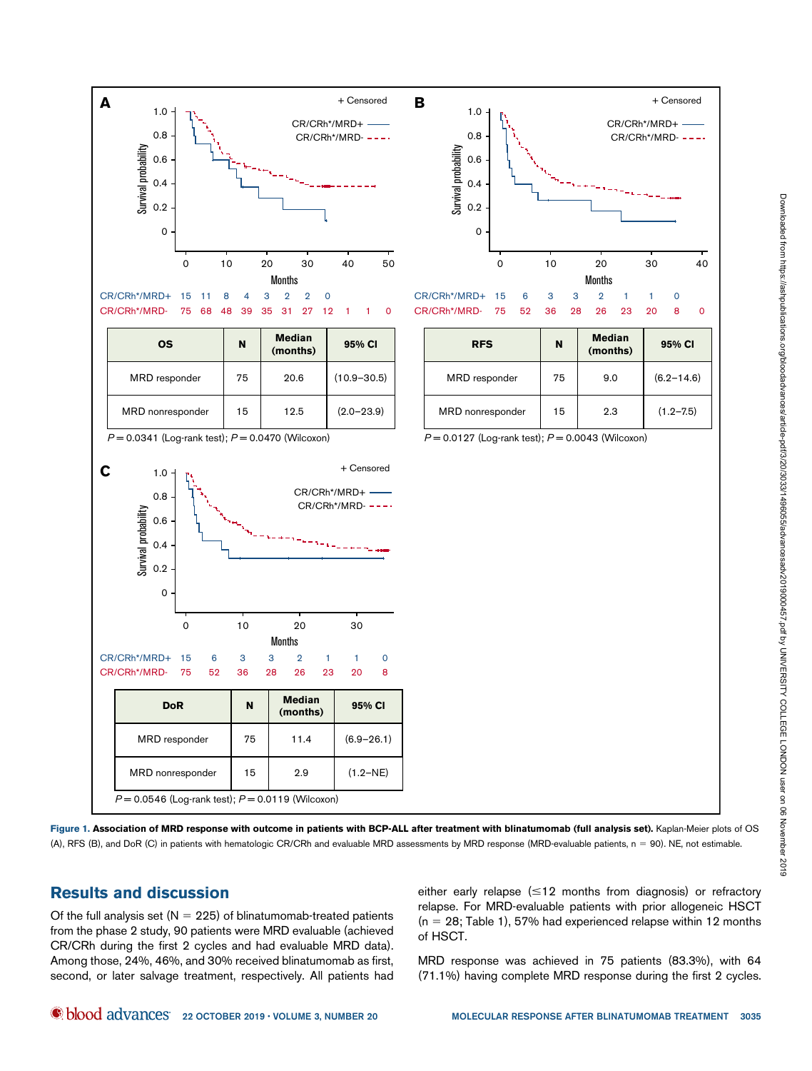| | | | | | | | | | | | |
|---|---|---|---|---|---|---|---|---|---|---|---|
| CR/CRh*/MRD+ | 15 | 11 | 8 | 4 | 3 | 2 | 2 | 0 | | | |
| CR/CRh*/MRD- | 75 | 68 | 48 | 39 | 35 | 31 | 27 | 12 | 1 | 1 | 0 |

| OS | N | Median (months) | 95% CI |
|---|---|---|---|
| MRD responder | 75 | 20.6 | (10.9–30.5) |
| MRD nonresponder | 15 | 12.5 | (2.0–23.9) |

$P = 0.0341$ (Log-rank test); $P = 0.0470$ (Wilcoxon)

| | | | | | | | | | |
|---|---|---|---|---|---|---|---|---|---|
| CR/CRh*/MRD+ | 15 | 6 | 3 | 3 | 2 | 1 | 1 | 0 | |
| CR/CRh*/MRD- | 75 | 52 | 36 | 28 | 26 | 23 | 20 | 8 | 0 |

| RFS | N | Median (months) | 95% CI |
|---|---|---|---|
| MRD responder | 75 | 9.0 | (6.2–14.6) |
| MRD nonresponder | 15 | 2.3 | (1.2–7.5) |

$P = 0.0127$ (Log-rank test); $P = 0.0043$ (Wilcoxon)

| | | | | | | | | |
|---|---|---|---|---|---|---|---|---|
| CR/CRh*/MRD+ | 15 | 6 | 3 | 3 | 2 | 1 | 1 | 0 |
| CR/CRh*/MRD- | 75 | 52 | 36 | 28 | 26 | 23 | 20 | 8 |

| DoR | N | Median (months) | 95% CI |
|---|---|---|---|
| MRD responder | 75 | 11.4 | (6.9–26.1) |
| MRD nonresponder | 15 | 2.9 | (1.2–NE) |

$P = 0.0546$ (Log-rank test); $P = 0.0119$ (Wilcoxon)

**Figure 1. Association of MRD response with outcome in patients with BCP-ALL after treatment with blinatumomab (full analysis set).** Kaplan-Meier plots of OS (A), RFS (B), and DoR (C) in patients with hematologic CR/CRh and evaluable MRD assessments by MRD response (MRD-evaluable patients, n = 90). NE, not estimable.

## Results and discussion

Of the full analysis set (N = 225) of blinatumomab-treated patients from the phase 2 study, 90 patients were MRD evaluable (achieved CR/CRh during the first 2 cycles and had evaluable MRD data). Among those, 24%, 46%, and 30% received blinatumomab as first, second, or later salvage treatment, respectively. All patients had either early relapse (≤12 months from diagnosis) or refractory relapse. For MRD-evaluable patients with prior allogeneic HSCT (n = 28; Table 1), 57% had experienced relapse within 12 months of HSCT.

MRD response was achieved in 75 patients (83.3%), with 64 (71.1%) having complete MRD response during the first 2 cycles.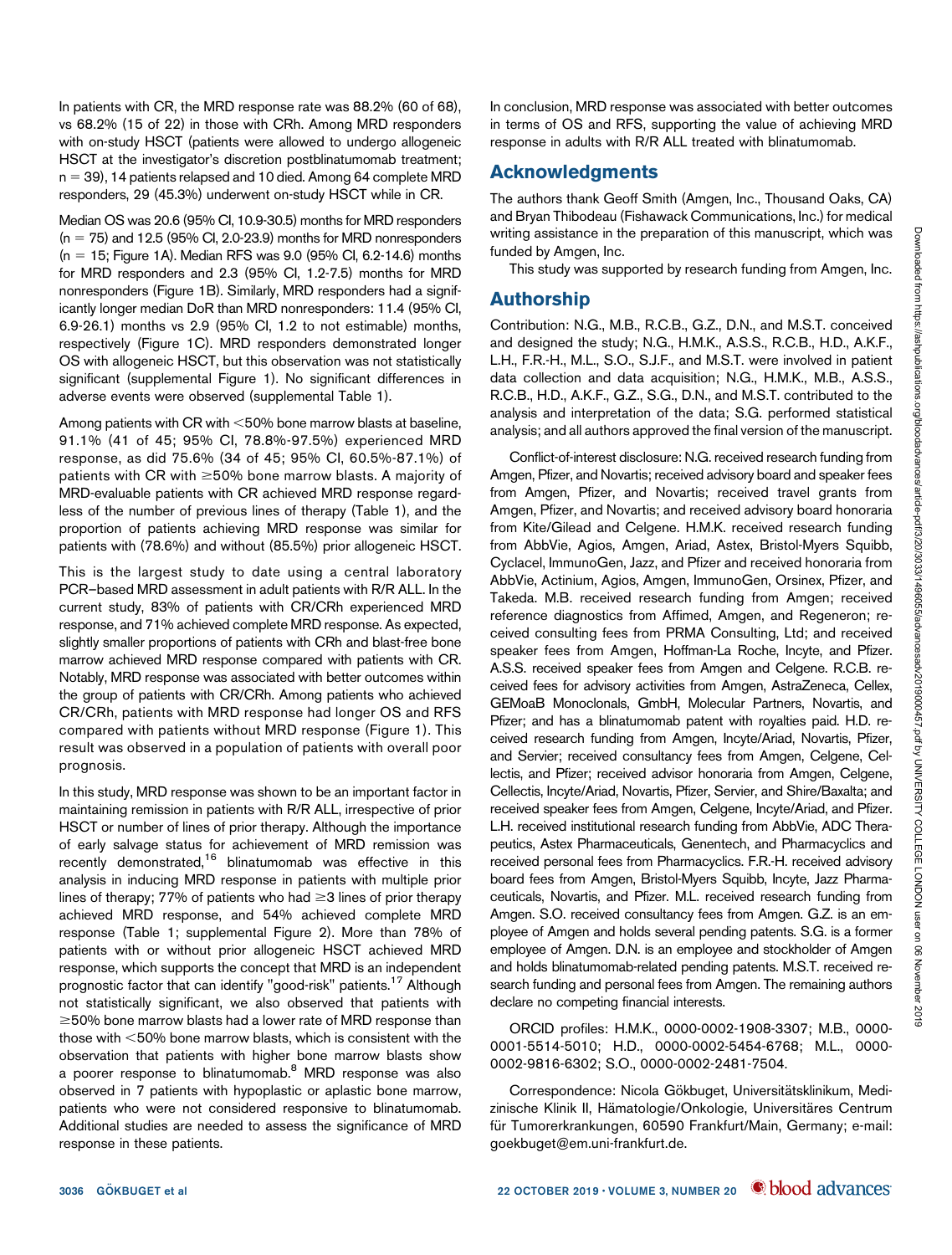In patients with CR, the MRD response rate was 88.2% (60 of 68), vs 68.2% (15 of 22) in those with CRh. Among MRD responders with on-study HSCT (patients were allowed to undergo allogeneic HSCT at the investigator's discretion postblinatumomab treatment; n = 39), 14 patients relapsed and 10 died. Among 64 complete MRD responders, 29 (45.3%) underwent on-study HSCT while in CR.

Median OS was 20.6 (95% CI, 10.9-30.5) months for MRD responders (n = 75) and 12.5 (95% CI, 2.0-23.9) months for MRD nonresponders (n = 15; Figure 1A). Median RFS was 9.0 (95% CI, 6.2-14.6) months for MRD responders and 2.3 (95% CI, 1.2-7.5) months for MRD nonresponders (Figure 1B). Similarly, MRD responders had a significantly longer median DoR than MRD nonresponders: 11.4 (95% CI, 6.9-26.1) months vs 2.9 (95% CI, 1.2 to not estimable) months, respectively (Figure 1C). MRD responders demonstrated longer OS with allogeneic HSCT, but this observation was not statistically significant (supplemental Figure 1). No significant differences in adverse events were observed (supplemental Table 1).

Among patients with CR with <50% bone marrow blasts at baseline, 91.1% (41 of 45; 95% CI, 78.8%-97.5%) experienced MRD response, as did 75.6% (34 of 45; 95% CI, 60.5%-87.1%) of patients with CR with ≥50% bone marrow blasts. A majority of MRD-evaluable patients with CR achieved MRD response regardless of the number of previous lines of therapy (Table 1), and the proportion of patients achieving MRD response was similar for patients with (78.6%) and without (85.5%) prior allogeneic HSCT.

This is the largest study to date using a central laboratory PCR–based MRD assessment in adult patients with R/R ALL. In the current study, 83% of patients with CR/CRh experienced MRD response, and 71% achieved complete MRD response. As expected, slightly smaller proportions of patients with CRh and blast-free bone marrow achieved MRD response compared with patients with CR. Notably, MRD response was associated with better outcomes within the group of patients with CR/CRh. Among patients who achieved CR/CRh, patients with MRD response had longer OS and RFS compared with patients without MRD response (Figure 1). This result was observed in a population of patients with overall poor prognosis.

In this study, MRD response was shown to be an important factor in maintaining remission in patients with R/R ALL, irrespective of prior HSCT or number of lines of prior therapy. Although the importance of early salvage status for achievement of MRD remission was recently demonstrated,[16] blinatumomab was effective in this analysis in inducing MRD response in patients with multiple prior lines of therapy; 77% of patients who had ≥3 lines of prior therapy achieved MRD response, and 54% achieved complete MRD response (Table 1; supplemental Figure 2). More than 78% of patients with or without prior allogeneic HSCT achieved MRD response, which supports the concept that MRD is an independent prognostic factor that can identify "good-risk" patients.[17] Although not statistically significant, we also observed that patients with ≥50% bone marrow blasts had a lower rate of MRD response than those with <50% bone marrow blasts, which is consistent with the observation that patients with higher bone marrow blasts show a poorer response to blinatumomab.[8] MRD response was also observed in 7 patients with hypoplastic or aplastic bone marrow, patients who were not considered responsive to blinatumomab. Additional studies are needed to assess the significance of MRD response in these patients.

In conclusion, MRD response was associated with better outcomes in terms of OS and RFS, supporting the value of achieving MRD response in adults with R/R ALL treated with blinatumomab.

## Acknowledgments

The authors thank Geoff Smith (Amgen, Inc., Thousand Oaks, CA) and Bryan Thibodeau (Fishawack Communications, Inc.) for medical writing assistance in the preparation of this manuscript, which was funded by Amgen, Inc.

This study was supported by research funding from Amgen, Inc.

## Authorship

Contribution: N.G., M.B., R.C.B., G.Z., D.N., and M.S.T. conceived and designed the study; N.G., H.M.K., A.S.S., R.C.B., H.D., A.K.F., L.H., F.R.-H., M.L., S.O., S.J.F., and M.S.T. were involved in patient data collection and data acquisition; N.G., H.M.K., M.B., A.S.S., R.C.B., H.D., A.K.F., G.Z., S.G., D.N., and M.S.T. contributed to the analysis and interpretation of the data; S.G. performed statistical analysis; and all authors approved the final version of the manuscript.

Conflict-of-interest disclosure: N.G. received research funding from Amgen, Pfizer, and Novartis; received advisory board and speaker fees from Amgen, Pfizer, and Novartis; received travel grants from Amgen, Pfizer, and Novartis; and received advisory board honoraria from Kite/Gilead and Celgene. H.M.K. received research funding from AbbVie, Agios, Amgen, Ariad, Astex, Bristol-Myers Squibb, Cyclacel, ImmunoGen, Jazz, and Pfizer and received honoraria from AbbVie, Actinium, Agios, Amgen, ImmunoGen, Orsinex, Pfizer, and Takeda. M.B. received research funding from Amgen; received reference diagnostics from Affimed, Amgen, and Regeneron; received consulting fees from PRMA Consulting, Ltd; and received speaker fees from Amgen, Hoffman-La Roche, Incyte, and Pfizer. A.S.S. received speaker fees from Amgen and Celgene. R.C.B. received fees for advisory activities from Amgen, AstraZeneca, Cellex, GEMoaB Monoclonals, GmbH, Molecular Partners, Novartis, and Pfizer; and has a blinatumomab patent with royalties paid. H.D. received research funding from Amgen, Incyte/Ariad, Novartis, Pfizer, and Servier; received consultancy fees from Amgen, Celgene, Cellectis, and Pfizer; received advisor honoraria from Amgen, Celgene, Cellectis, Incyte/Ariad, Novartis, Pfizer, Servier, and Shire/Baxalta; and received speaker fees from Amgen, Celgene, Incyte/Ariad, and Pfizer. L.H. received institutional research funding from AbbVie, ADC Therapeutics, Astex Pharmaceuticals, Genentech, and Pharmacyclics and received personal fees from Pharmacyclics. F.R.-H. received advisory board fees from Amgen, Bristol-Myers Squibb, Incyte, Jazz Pharmaceuticals, Novartis, and Pfizer. M.L. received research funding from Amgen. S.O. received consultancy fees from Amgen. G.Z. is an employee of Amgen and holds several pending patents. S.G. is a former employee of Amgen. D.N. is an employee and stockholder of Amgen and holds blinatumomab-related pending patents. M.S.T. received research funding and personal fees from Amgen. The remaining authors declare no competing financial interests.

ORCID profiles: H.M.K., 0000-0002-1908-3307; M.B., 0000-0001-5514-5010; H.D., 0000-0002-5454-6768; M.L., 0000-0002-9816-6302; S.O., 0000-0002-2481-7504.

Correspondence: Nicola Gökbuget, Universitätsklinikum, Medizinische Klinik II, Hämatologie/Onkologie, Universitäres Centrum für Tumorerkrankungen, 60590 Frankfurt/Main, Germany; e-mail: goekbuget@em.uni-frankfurt.de.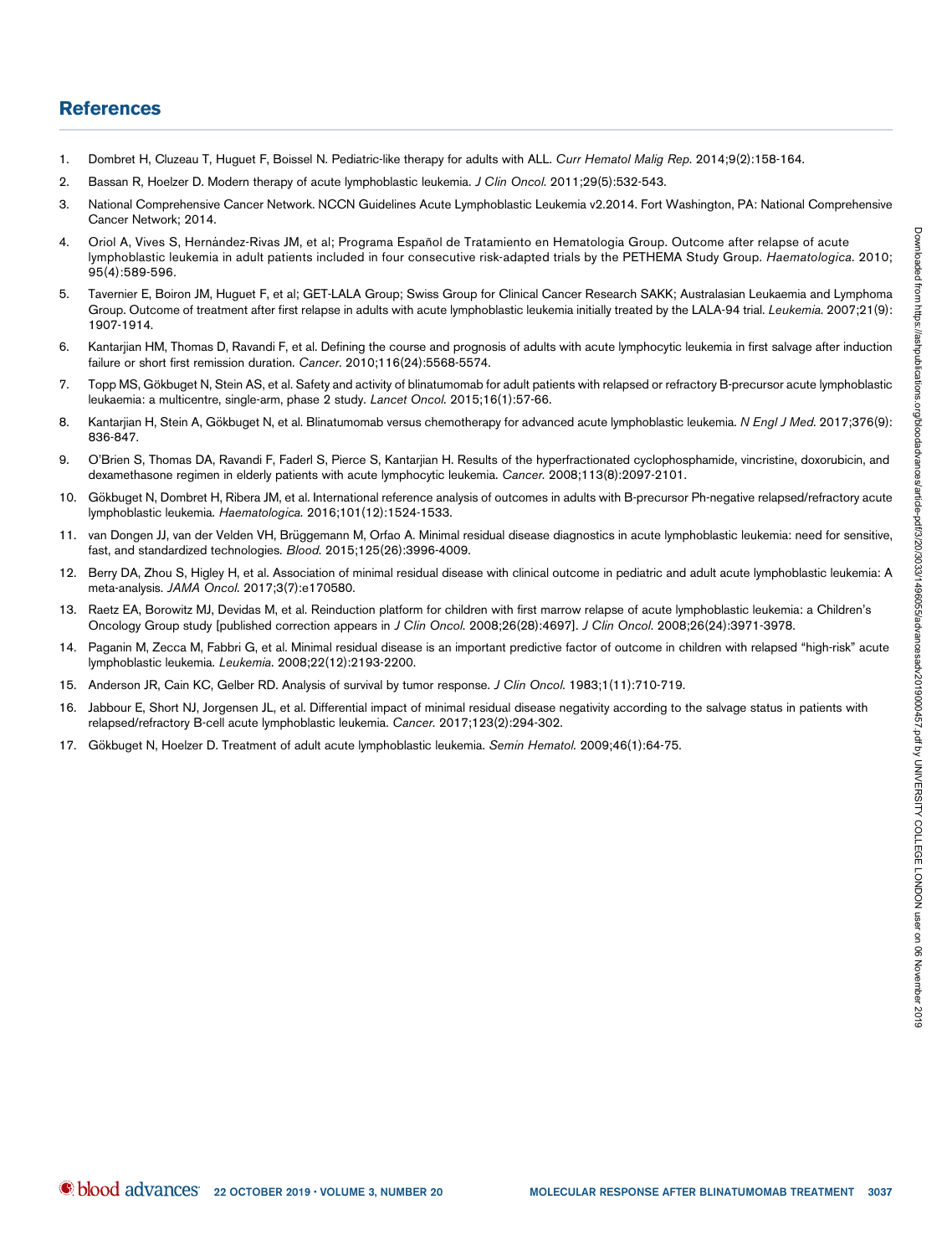## References

1. Dombret H, Cluzeau T, Huguet F, Boissel N. Pediatric-like therapy for adults with ALL. *Curr Hematol Malig Rep*. 2014;9(2):158-164.
2. Bassan R, Hoelzer D. Modern therapy of acute lymphoblastic leukemia. *J Clin Oncol*. 2011;29(5):532-543.
3. National Comprehensive Cancer Network. NCCN Guidelines Acute Lymphoblastic Leukemia v2.2014. Fort Washington, PA: National Comprehensive Cancer Network; 2014.
4. Oriol A, Vives S, Hernández-Rivas JM, et al; Programa Español de Tratamiento en Hematologia Group. Outcome after relapse of acute lymphoblastic leukemia in adult patients included in four consecutive risk-adapted trials by the PETHEMA Study Group. *Haematologica*. 2010;95(4):589-596.
5. Tavernier E, Boiron JM, Huguet F, et al; GET-LALA Group; Swiss Group for Clinical Cancer Research SAKK; Australasian Leukaemia and Lymphoma Group. Outcome of treatment after first relapse in adults with acute lymphoblastic leukemia initially treated by the LALA-94 trial. *Leukemia*. 2007;21(9):1907-1914.
6. Kantarjian HM, Thomas D, Ravandi F, et al. Defining the course and prognosis of adults with acute lymphocytic leukemia in first salvage after induction failure or short first remission duration. *Cancer*. 2010;116(24):5568-5574.
7. Topp MS, Gökbuget N, Stein AS, et al. Safety and activity of blinatumomab for adult patients with relapsed or refractory B-precursor acute lymphoblastic leukaemia: a multicentre, single-arm, phase 2 study. *Lancet Oncol*. 2015;16(1):57-66.
8. Kantarjian H, Stein A, Gökbuget N, et al. Blinatumomab versus chemotherapy for advanced acute lymphoblastic leukemia. *N Engl J Med*. 2017;376(9):836-847.
9. O'Brien S, Thomas DA, Ravandi F, Faderl S, Pierce S, Kantarjian H. Results of the hyperfractionated cyclophosphamide, vincristine, doxorubicin, and dexamethasone regimen in elderly patients with acute lymphocytic leukemia. *Cancer*. 2008;113(8):2097-2101.
10. Gökbuget N, Dombret H, Ribera JM, et al. International reference analysis of outcomes in adults with B-precursor Ph-negative relapsed/refractory acute lymphoblastic leukemia. *Haematologica*. 2016;101(12):1524-1533.
11. van Dongen JJ, van der Velden VH, Brüggemann M, Orfao A. Minimal residual disease diagnostics in acute lymphoblastic leukemia: need for sensitive, fast, and standardized technologies. *Blood*. 2015;125(26):3996-4009.
12. Berry DA, Zhou S, Higley H, et al. Association of minimal residual disease with clinical outcome in pediatric and adult acute lymphoblastic leukemia: A meta-analysis. *JAMA Oncol*. 2017;3(7):e170580.
13. Raetz EA, Borowitz MJ, Devidas M, et al. Reinduction platform for children with first marrow relapse of acute lymphoblastic leukemia: a Children's Oncology Group study [published correction appears in *J Clin Oncol*. 2008;26(28):4697]. *J Clin Oncol*. 2008;26(24):3971-3978.
14. Paganin M, Zecca M, Fabbri G, et al. Minimal residual disease is an important predictive factor of outcome in children with relapsed "high-risk" acute lymphoblastic leukemia. *Leukemia*. 2008;22(12):2193-2200.
15. Anderson JR, Cain KC, Gelber RD. Analysis of survival by tumor response. *J Clin Oncol*. 1983;1(11):710-719.
16. Jabbour E, Short NJ, Jorgensen JL, et al. Differential impact of minimal residual disease negativity according to the salvage status in patients with relapsed/refractory B-cell acute lymphoblastic leukemia. *Cancer*. 2017;123(2):294-302.
17. Gökbuget N, Hoelzer D. Treatment of adult acute lymphoblastic leukemia. *Semin Hematol*. 2009;46(1):64-75.